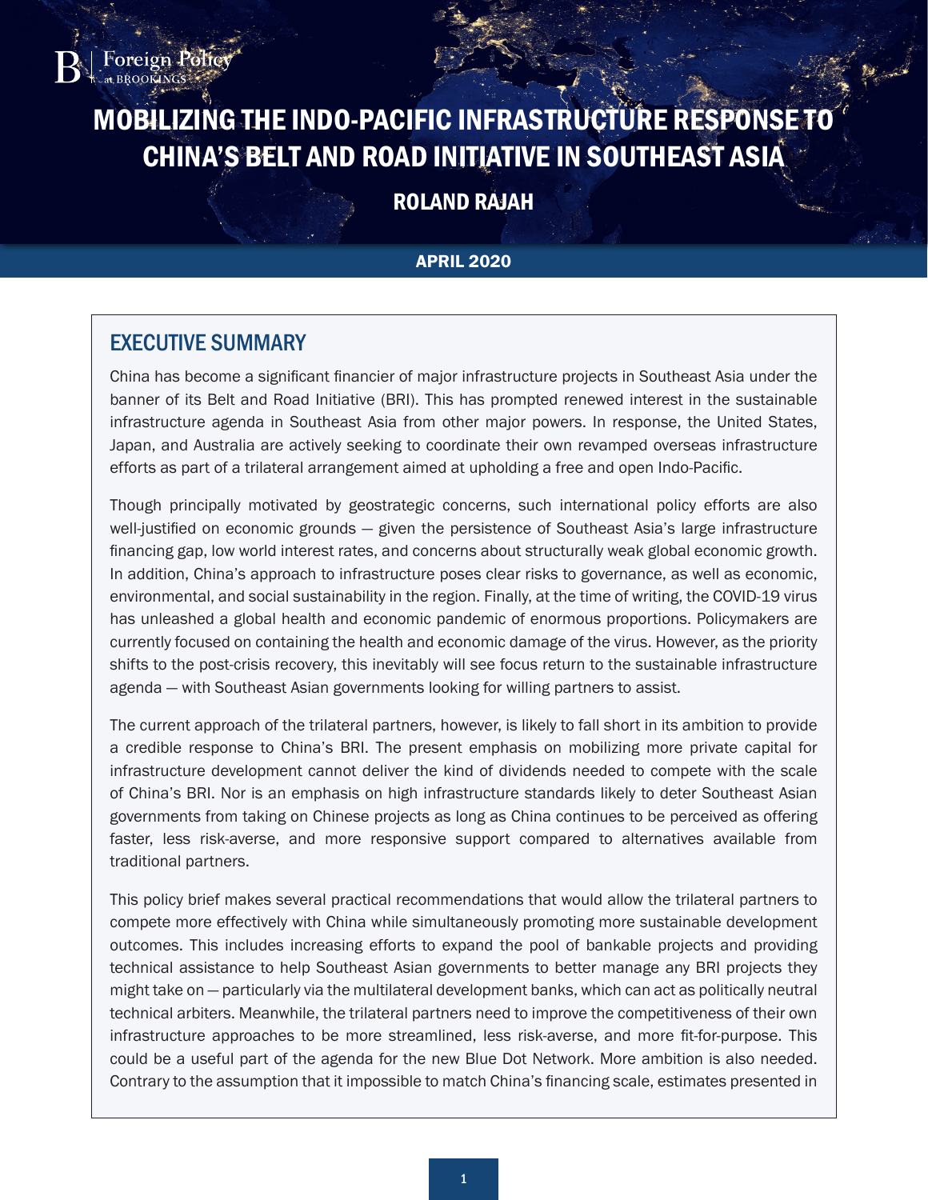Foreign Policy at BROOKINGS

# MOBILIZING THE INDO-PACIFIC INFRASTRUCTURE RESPONSE TO CHINA'S BELT AND ROAD INITIATIVE IN SOUTHEAST ASIA

**ROLAND RAJAH**

**APRIL 2020**

## EXECUTIVE SUMMARY

China has become a significant financier of major infrastructure projects in Southeast Asia under the banner of its Belt and Road Initiative (BRI). This has prompted renewed interest in the sustainable infrastructure agenda in Southeast Asia from other major powers. In response, the United States, Japan, and Australia are actively seeking to coordinate their own revamped overseas infrastructure efforts as part of a trilateral arrangement aimed at upholding a free and open Indo-Pacific.

Though principally motivated by geostrategic concerns, such international policy efforts are also well-justified on economic grounds — given the persistence of Southeast Asia's large infrastructure financing gap, low world interest rates, and concerns about structurally weak global economic growth. In addition, China's approach to infrastructure poses clear risks to governance, as well as economic, environmental, and social sustainability in the region. Finally, at the time of writing, the COVID-19 virus has unleashed a global health and economic pandemic of enormous proportions. Policymakers are currently focused on containing the health and economic damage of the virus. However, as the priority shifts to the post-crisis recovery, this inevitably will see focus return to the sustainable infrastructure agenda — with Southeast Asian governments looking for willing partners to assist.

The current approach of the trilateral partners, however, is likely to fall short in its ambition to provide a credible response to China's BRI. The present emphasis on mobilizing more private capital for infrastructure development cannot deliver the kind of dividends needed to compete with the scale of China's BRI. Nor is an emphasis on high infrastructure standards likely to deter Southeast Asian governments from taking on Chinese projects as long as China continues to be perceived as offering faster, less risk-averse, and more responsive support compared to alternatives available from traditional partners.

This policy brief makes several practical recommendations that would allow the trilateral partners to compete more effectively with China while simultaneously promoting more sustainable development outcomes. This includes increasing efforts to expand the pool of bankable projects and providing technical assistance to help Southeast Asian governments to better manage any BRI projects they might take on — particularly via the multilateral development banks, which can act as politically neutral technical arbiters. Meanwhile, the trilateral partners need to improve the competitiveness of their own infrastructure approaches to be more streamlined, less risk-averse, and more fit-for-purpose. This could be a useful part of the agenda for the new Blue Dot Network. More ambition is also needed. Contrary to the assumption that it impossible to match China's financing scale, estimates presented in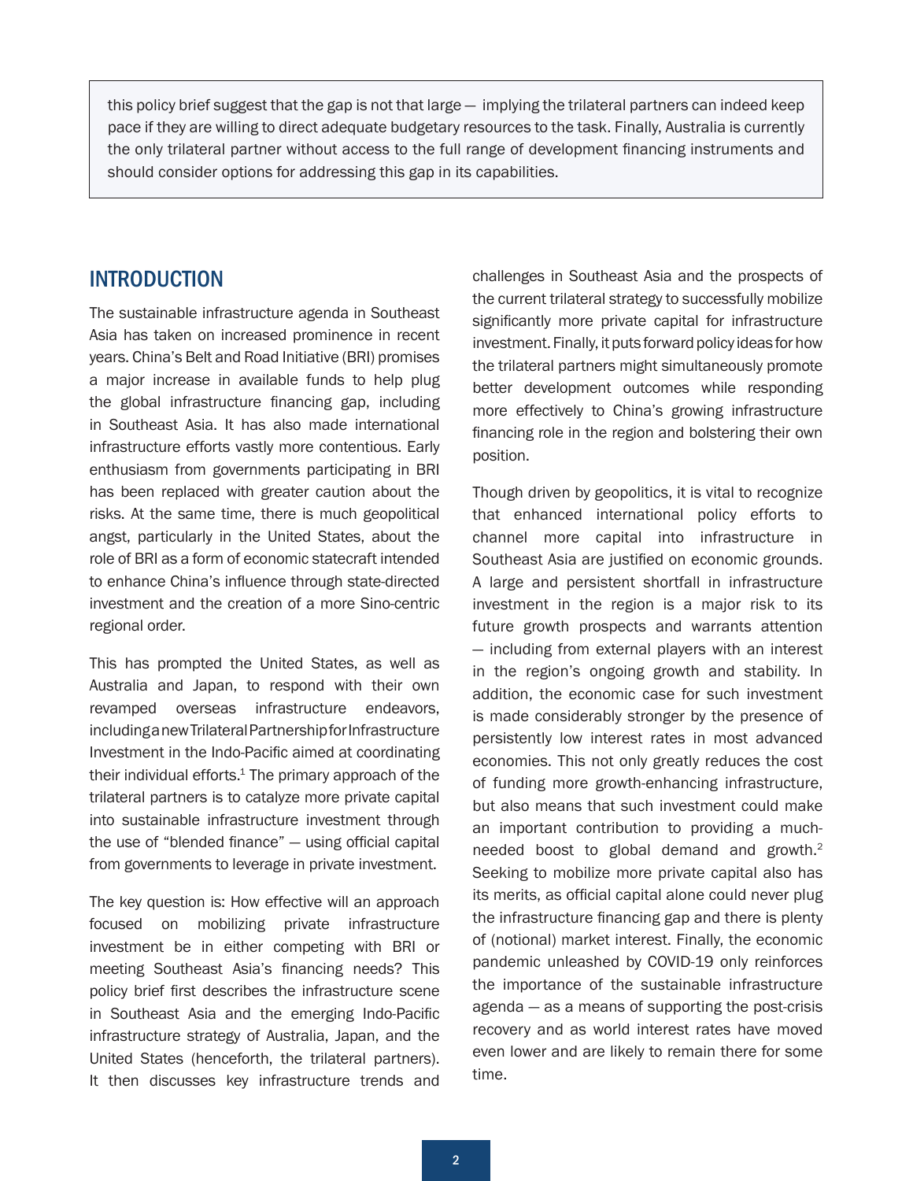this policy brief suggest that the gap is not that large — implying the trilateral partners can indeed keep pace if they are willing to direct adequate budgetary resources to the task. Finally, Australia is currently the only trilateral partner without access to the full range of development financing instruments and should consider options for addressing this gap in its capabilities.

## INTRODUCTION

The sustainable infrastructure agenda in Southeast Asia has taken on increased prominence in recent years. China's Belt and Road Initiative (BRI) promises a major increase in available funds to help plug the global infrastructure financing gap, including in Southeast Asia. It has also made international infrastructure efforts vastly more contentious. Early enthusiasm from governments participating in BRI has been replaced with greater caution about the risks. At the same time, there is much geopolitical angst, particularly in the United States, about the role of BRI as a form of economic statecraft intended to enhance China's influence through state-directed investment and the creation of a more Sino-centric regional order.

This has prompted the United States, as well as Australia and Japan, to respond with their own revamped overseas infrastructure endeavors, including a new Trilateral Partnership for Infrastructure Investment in the Indo-Pacific aimed at coordinating their individual efforts.[1] The primary approach of the trilateral partners is to catalyze more private capital into sustainable infrastructure investment through the use of "blended finance" — using official capital from governments to leverage in private investment.

The key question is: How effective will an approach focused on mobilizing private infrastructure investment be in either competing with BRI or meeting Southeast Asia's financing needs? This policy brief first describes the infrastructure scene in Southeast Asia and the emerging Indo-Pacific infrastructure strategy of Australia, Japan, and the United States (henceforth, the trilateral partners). It then discusses key infrastructure trends and challenges in Southeast Asia and the prospects of the current trilateral strategy to successfully mobilize significantly more private capital for infrastructure investment. Finally, it puts forward policy ideas for how the trilateral partners might simultaneously promote better development outcomes while responding more effectively to China's growing infrastructure financing role in the region and bolstering their own position.

Though driven by geopolitics, it is vital to recognize that enhanced international policy efforts to channel more capital into infrastructure in Southeast Asia are justified on economic grounds. A large and persistent shortfall in infrastructure investment in the region is a major risk to its future growth prospects and warrants attention — including from external players with an interest in the region's ongoing growth and stability. In addition, the economic case for such investment is made considerably stronger by the presence of persistently low interest rates in most advanced economies. This not only greatly reduces the cost of funding more growth-enhancing infrastructure, but also means that such investment could make an important contribution to providing a much-needed boost to global demand and growth.[2] Seeking to mobilize more private capital also has its merits, as official capital alone could never plug the infrastructure financing gap and there is plenty of (notional) market interest. Finally, the economic pandemic unleashed by COVID-19 only reinforces the importance of the sustainable infrastructure agenda — as a means of supporting the post-crisis recovery and as world interest rates have moved even lower and are likely to remain there for some time.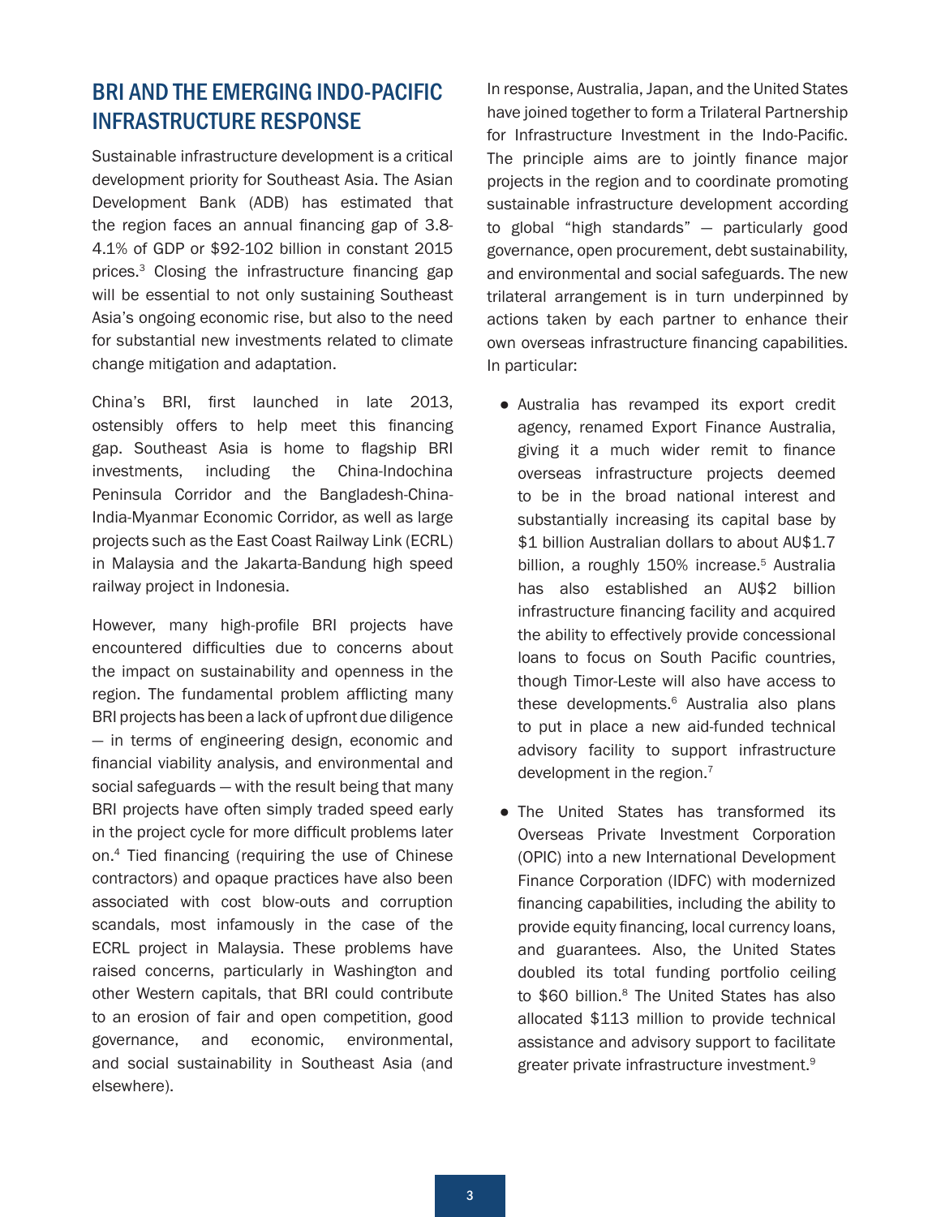## BRI AND THE EMERGING INDO-PACIFIC INFRASTRUCTURE RESPONSE

Sustainable infrastructure development is a critical development priority for Southeast Asia. The Asian Development Bank (ADB) has estimated that the region faces an annual financing gap of 3.8-4.1% of GDP or $92-102 billion in constant 2015 prices.[3] Closing the infrastructure financing gap will be essential to not only sustaining Southeast Asia's ongoing economic rise, but also to the need for substantial new investments related to climate change mitigation and adaptation.

China's BRI, first launched in late 2013, ostensibly offers to help meet this financing gap. Southeast Asia is home to flagship BRI investments, including the China-Indochina Peninsula Corridor and the Bangladesh-China-India-Myanmar Economic Corridor, as well as large projects such as the East Coast Railway Link (ECRL) in Malaysia and the Jakarta-Bandung high speed railway project in Indonesia.

However, many high-profile BRI projects have encountered difficulties due to concerns about the impact on sustainability and openness in the region. The fundamental problem afflicting many BRI projects has been a lack of upfront due diligence — in terms of engineering design, economic and financial viability analysis, and environmental and social safeguards — with the result being that many BRI projects have often simply traded speed early in the project cycle for more difficult problems later on.[4] Tied financing (requiring the use of Chinese contractors) and opaque practices have also been associated with cost blow-outs and corruption scandals, most infamously in the case of the ECRL project in Malaysia. These problems have raised concerns, particularly in Washington and other Western capitals, that BRI could contribute to an erosion of fair and open competition, good governance, and economic, environmental, and social sustainability in Southeast Asia (and elsewhere).

In response, Australia, Japan, and the United States have joined together to form a Trilateral Partnership for Infrastructure Investment in the Indo-Pacific. The principle aims are to jointly finance major projects in the region and to coordinate promoting sustainable infrastructure development according to global "high standards" — particularly good governance, open procurement, debt sustainability, and environmental and social safeguards. The new trilateral arrangement is in turn underpinned by actions taken by each partner to enhance their own overseas infrastructure financing capabilities. In particular:

- Australia has revamped its export credit agency, renamed Export Finance Australia, giving it a much wider remit to finance overseas infrastructure projects deemed to be in the broad national interest and substantially increasing its capital base by $1 billion Australian dollars to about AU$1.7 billion, a roughly 150% increase.[5] Australia has also established an AU$2 billion infrastructure financing facility and acquired the ability to effectively provide concessional loans to focus on South Pacific countries, though Timor-Leste will also have access to these developments.[6] Australia also plans to put in place a new aid-funded technical advisory facility to support infrastructure development in the region.[7]
- The United States has transformed its Overseas Private Investment Corporation (OPIC) into a new International Development Finance Corporation (IDFC) with modernized financing capabilities, including the ability to provide equity financing, local currency loans, and guarantees. Also, the United States doubled its total funding portfolio ceiling to $60 billion.[8] The United States has also allocated $113 million to provide technical assistance and advisory support to facilitate greater private infrastructure investment.[9]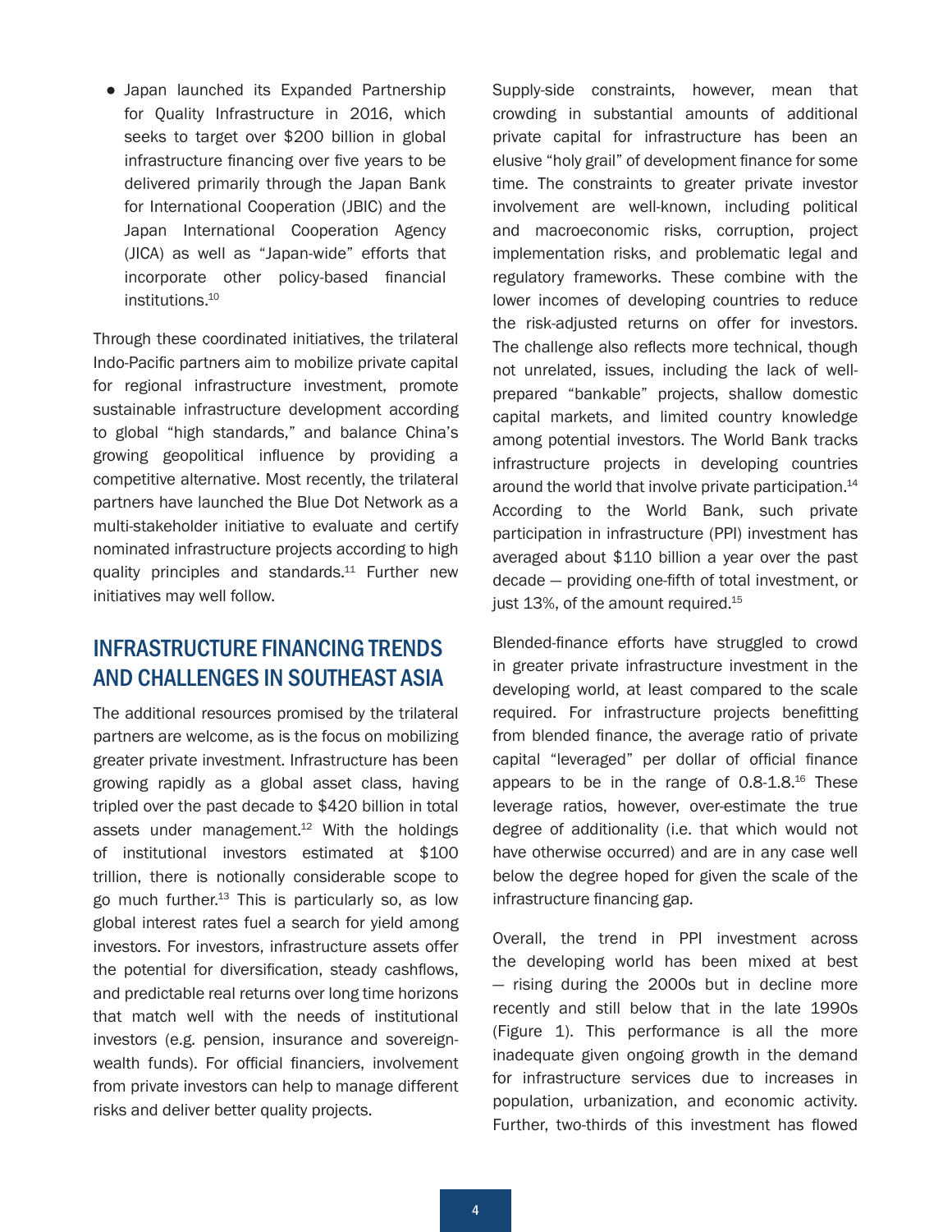- Japan launched its Expanded Partnership for Quality Infrastructure in 2016, which seeks to target over $200 billion in global infrastructure financing over five years to be delivered primarily through the Japan Bank for International Cooperation (JBIC) and the Japan International Cooperation Agency (JICA) as well as "Japan-wide" efforts that incorporate other policy-based financial institutions.[10]

Through these coordinated initiatives, the trilateral Indo-Pacific partners aim to mobilize private capital for regional infrastructure investment, promote sustainable infrastructure development according to global "high standards," and balance China's growing geopolitical influence by providing a competitive alternative. Most recently, the trilateral partners have launched the Blue Dot Network as a multi-stakeholder initiative to evaluate and certify nominated infrastructure projects according to high quality principles and standards.[11] Further new initiatives may well follow.

## INFRASTRUCTURE FINANCING TRENDS AND CHALLENGES IN SOUTHEAST ASIA

The additional resources promised by the trilateral partners are welcome, as is the focus on mobilizing greater private investment. Infrastructure has been growing rapidly as a global asset class, having tripled over the past decade to $420 billion in total assets under management.[12] With the holdings of institutional investors estimated at $100 trillion, there is notionally considerable scope to go much further.[13] This is particularly so, as low global interest rates fuel a search for yield among investors. For investors, infrastructure assets offer the potential for diversification, steady cashflows, and predictable real returns over long time horizons that match well with the needs of institutional investors (e.g. pension, insurance and sovereign-wealth funds). For official financiers, involvement from private investors can help to manage different risks and deliver better quality projects.

Supply-side constraints, however, mean that crowding in substantial amounts of additional private capital for infrastructure has been an elusive "holy grail" of development finance for some time. The constraints to greater private investor involvement are well-known, including political and macroeconomic risks, corruption, project implementation risks, and problematic legal and regulatory frameworks. These combine with the lower incomes of developing countries to reduce the risk-adjusted returns on offer for investors. The challenge also reflects more technical, though not unrelated, issues, including the lack of well-prepared "bankable" projects, shallow domestic capital markets, and limited country knowledge among potential investors. The World Bank tracks infrastructure projects in developing countries around the world that involve private participation.[14] According to the World Bank, such private participation in infrastructure (PPI) investment has averaged about $110 billion a year over the past decade — providing one-fifth of total investment, or just 13%, of the amount required.[15]

Blended-finance efforts have struggled to crowd in greater private infrastructure investment in the developing world, at least compared to the scale required. For infrastructure projects benefitting from blended finance, the average ratio of private capital "leveraged" per dollar of official finance appears to be in the range of 0.8-1.8.[16] These leverage ratios, however, over-estimate the true degree of additionality (i.e. that which would not have otherwise occurred) and are in any case well below the degree hoped for given the scale of the infrastructure financing gap.

Overall, the trend in PPI investment across the developing world has been mixed at best — rising during the 2000s but in decline more recently and still below that in the late 1990s (Figure 1). This performance is all the more inadequate given ongoing growth in the demand for infrastructure services due to increases in population, urbanization, and economic activity. Further, two-thirds of this investment has flowed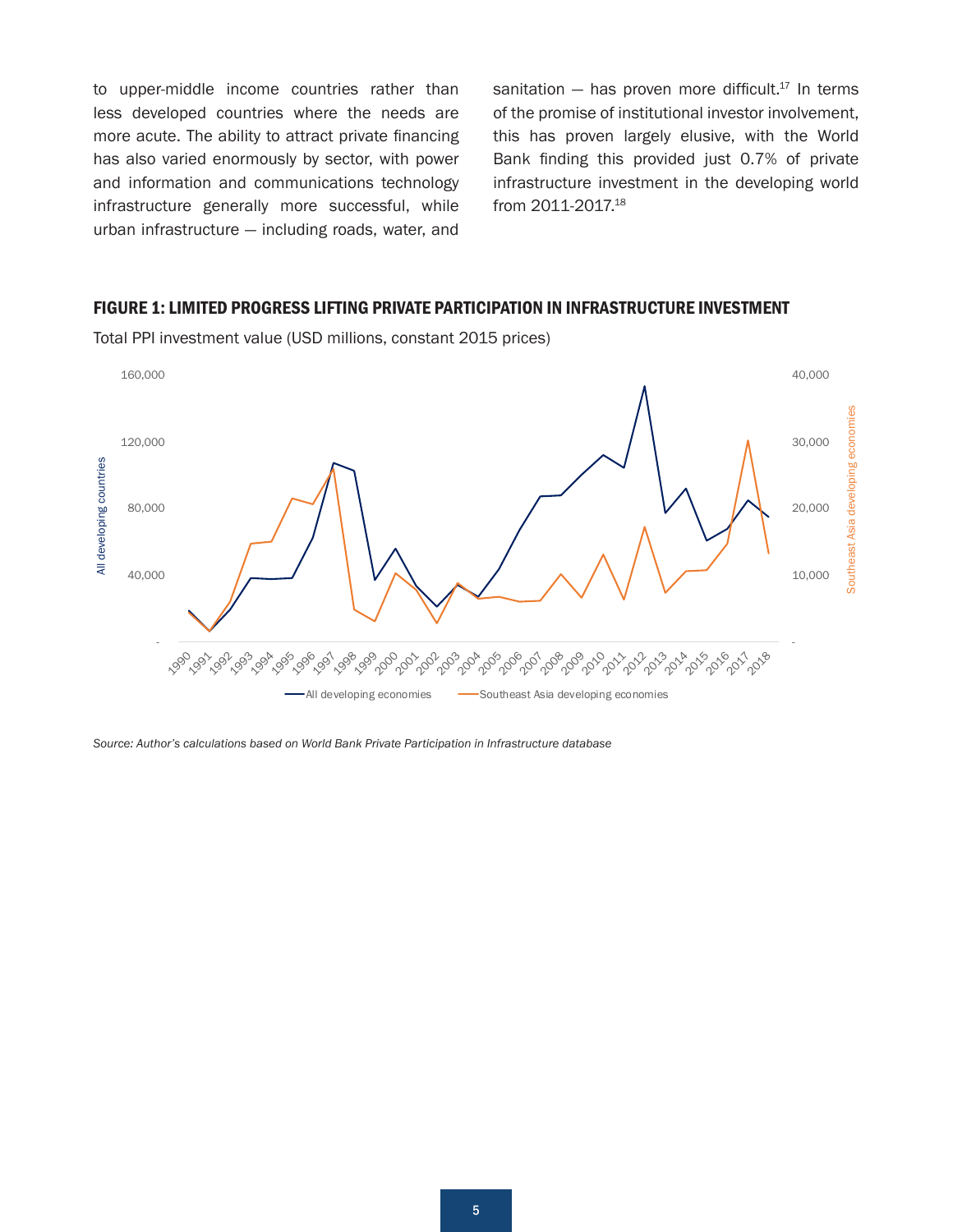to upper-middle income countries rather than less developed countries where the needs are more acute. The ability to attract private financing has also varied enormously by sector, with power and information and communications technology infrastructure generally more successful, while urban infrastructure — including roads, water, and sanitation — has proven more difficult.[17] In terms of the promise of institutional investor involvement, this has proven largely elusive, with the World Bank finding this provided just 0.7% of private infrastructure investment in the developing world from 2011-2017.[18]

**FIGURE 1: LIMITED PROGRESS LIFTING PRIVATE PARTICIPATION IN INFRASTRUCTURE INVESTMENT**

Total PPI investment value (USD millions, constant 2015 prices)

*Source: Author's calculations based on World Bank Private Participation in Infrastructure database*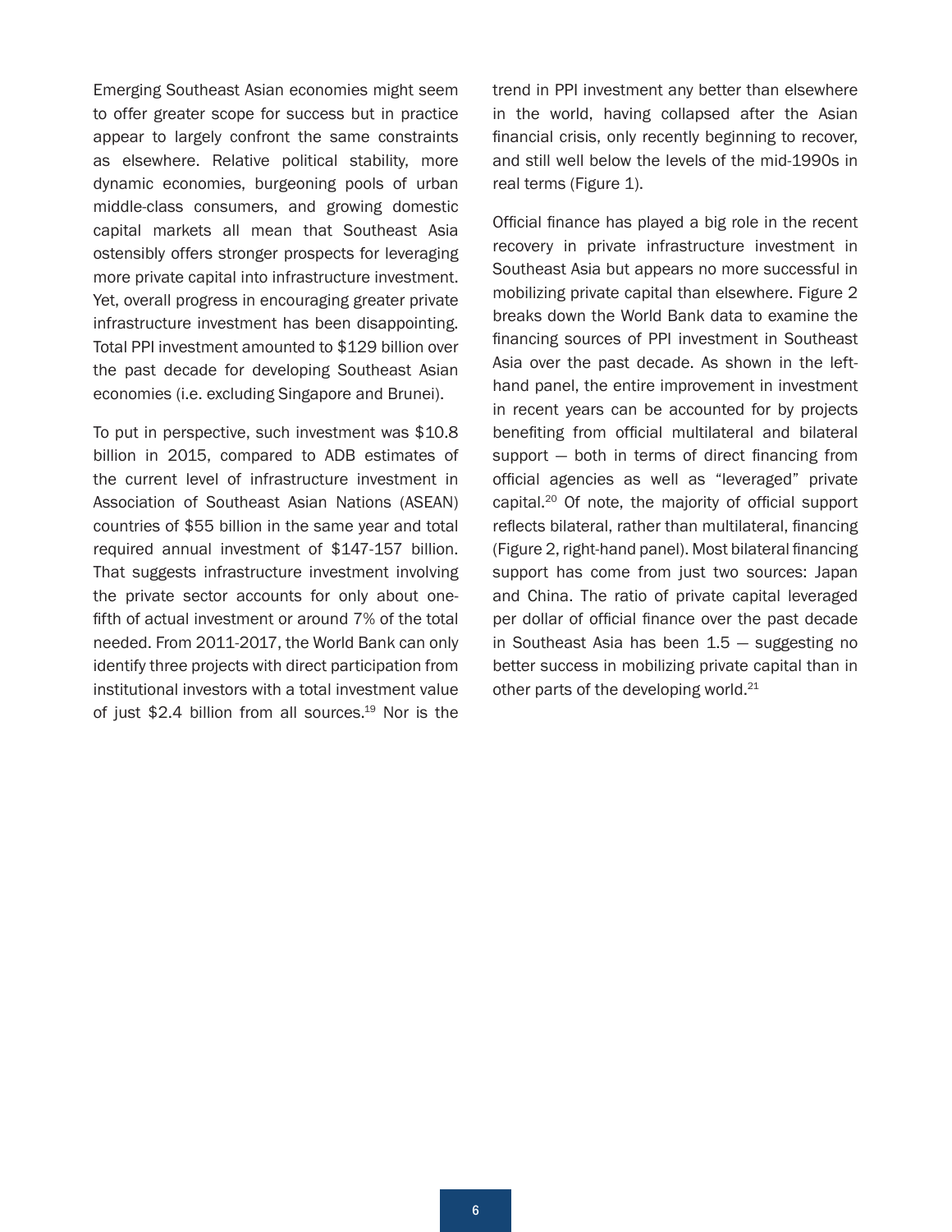Emerging Southeast Asian economies might seem to offer greater scope for success but in practice appear to largely confront the same constraints as elsewhere. Relative political stability, more dynamic economies, burgeoning pools of urban middle-class consumers, and growing domestic capital markets all mean that Southeast Asia ostensibly offers stronger prospects for leveraging more private capital into infrastructure investment. Yet, overall progress in encouraging greater private infrastructure investment has been disappointing. Total PPI investment amounted to $129 billion over the past decade for developing Southeast Asian economies (i.e. excluding Singapore and Brunei).

To put in perspective, such investment was $10.8 billion in 2015, compared to ADB estimates of the current level of infrastructure investment in Association of Southeast Asian Nations (ASEAN) countries of $55 billion in the same year and total required annual investment of $147-157 billion. That suggests infrastructure investment involving the private sector accounts for only about one-fifth of actual investment or around 7% of the total needed. From 2011-2017, the World Bank can only identify three projects with direct participation from institutional investors with a total investment value of just $2.4 billion from all sources.[19] Nor is the trend in PPI investment any better than elsewhere in the world, having collapsed after the Asian financial crisis, only recently beginning to recover, and still well below the levels of the mid-1990s in real terms (Figure 1).

Official finance has played a big role in the recent recovery in private infrastructure investment in Southeast Asia but appears no more successful in mobilizing private capital than elsewhere. Figure 2 breaks down the World Bank data to examine the financing sources of PPI investment in Southeast Asia over the past decade. As shown in the left-hand panel, the entire improvement in investment in recent years can be accounted for by projects benefiting from official multilateral and bilateral support — both in terms of direct financing from official agencies as well as "leveraged" private capital.[20] Of note, the majority of official support reflects bilateral, rather than multilateral, financing (Figure 2, right-hand panel). Most bilateral financing support has come from just two sources: Japan and China. The ratio of private capital leveraged per dollar of official finance over the past decade in Southeast Asia has been 1.5 — suggesting no better success in mobilizing private capital than in other parts of the developing world.[21]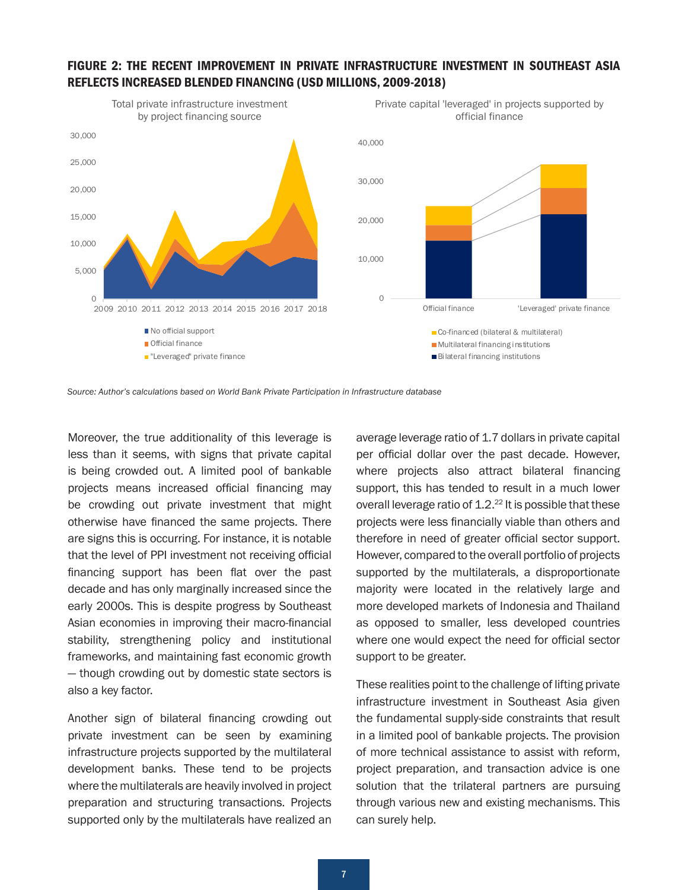**FIGURE 2: THE RECENT IMPROVEMENT IN PRIVATE INFRASTRUCTURE INVESTMENT IN SOUTHEAST ASIA REFLECTS INCREASED BLENDED FINANCING (USD MILLIONS, 2009-2018)**

Total private infrastructure investment by project financing source

30,000
25,000
20,000
15,000
10,000
5,000
0

2009 2010 2011 2012 2013 2014 2015 2016 2017 2018

No official support
Official finance
"Leveraged" private finance

Private capital 'leveraged' in projects supported by official finance

40,000
30,000
20,000
10,000
0

Official finance
'Leveraged' private finance

Co-financed (bilateral & multilateral)
Multilateral financing institutions
Bilateral financing institutions

*Source: Author's calculations based on World Bank Private Participation in Infrastructure database*

Moreover, the true additionality of this leverage is less than it seems, with signs that private capital is being crowded out. A limited pool of bankable projects means increased official financing may be crowding out private investment that might otherwise have financed the same projects. There are signs this is occurring. For instance, it is notable that the level of PPI investment not receiving official financing support has been flat over the past decade and has only marginally increased since the early 2000s. This is despite progress by Southeast Asian economies in improving their macro-financial stability, strengthening policy and institutional frameworks, and maintaining fast economic growth — though crowding out by domestic state sectors is also a key factor.

Another sign of bilateral financing crowding out private investment can be seen by examining infrastructure projects supported by the multilateral development banks. These tend to be projects where the multilaterals are heavily involved in project preparation and structuring transactions. Projects supported only by the multilaterals have realized an average leverage ratio of 1.7 dollars in private capital per official dollar over the past decade. However, where projects also attract bilateral financing support, this has tended to result in a much lower overall leverage ratio of 1.2.[22] It is possible that these projects were less financially viable than others and therefore in need of greater official sector support. However, compared to the overall portfolio of projects supported by the multilaterals, a disproportionate majority were located in the relatively large and more developed markets of Indonesia and Thailand as opposed to smaller, less developed countries where one would expect the need for official sector support to be greater.

These realities point to the challenge of lifting private infrastructure investment in Southeast Asia given the fundamental supply-side constraints that result in a limited pool of bankable projects. The provision of more technical assistance to assist with reform, project preparation, and transaction advice is one solution that the trilateral partners are pursuing through various new and existing mechanisms. This can surely help.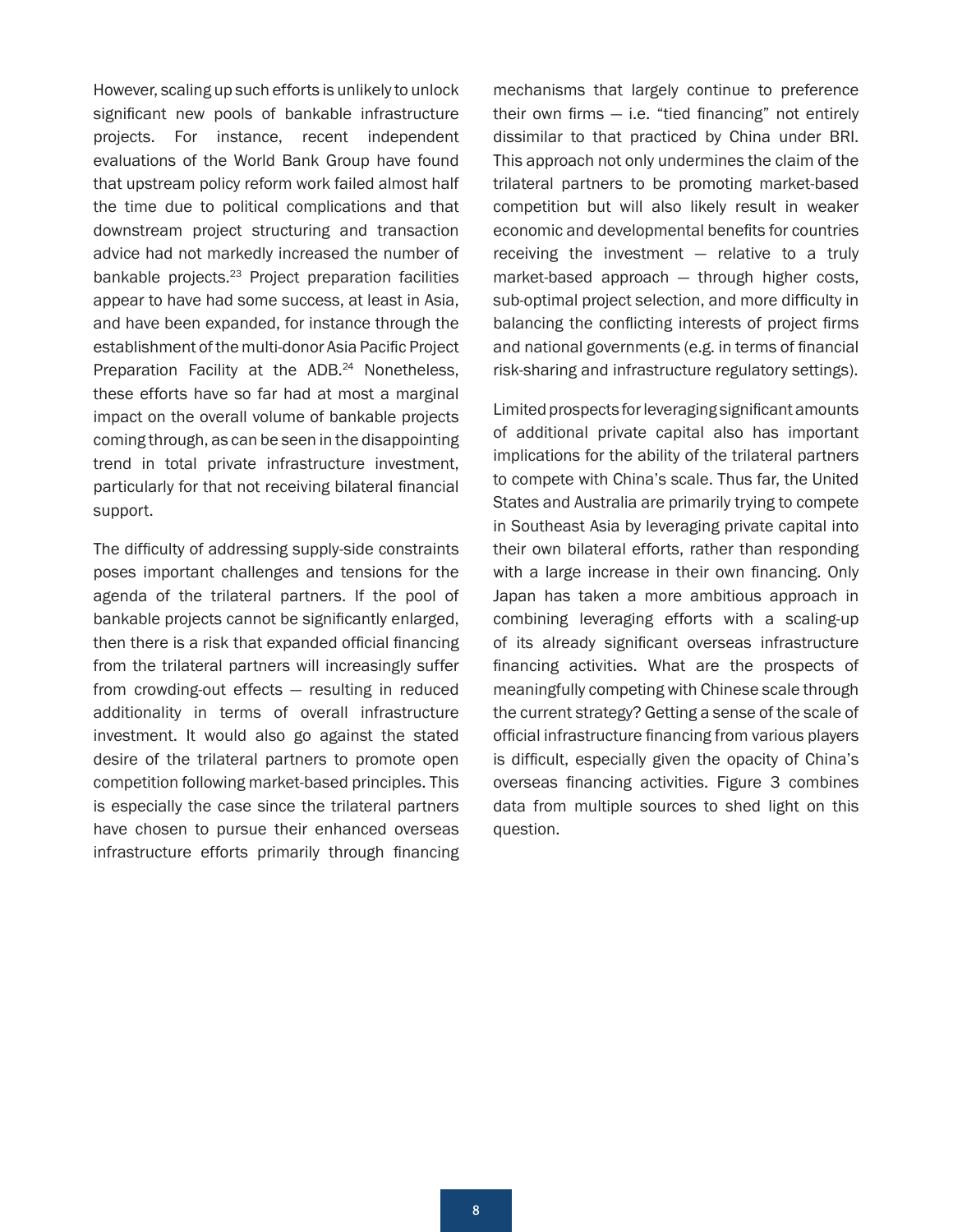However, scaling up such efforts is unlikely to unlock significant new pools of bankable infrastructure projects. For instance, recent independent evaluations of the World Bank Group have found that upstream policy reform work failed almost half the time due to political complications and that downstream project structuring and transaction advice had not markedly increased the number of bankable projects.[23] Project preparation facilities appear to have had some success, at least in Asia, and have been expanded, for instance through the establishment of the multi-donor Asia Pacific Project Preparation Facility at the ADB.[24] Nonetheless, these efforts have so far had at most a marginal impact on the overall volume of bankable projects coming through, as can be seen in the disappointing trend in total private infrastructure investment, particularly for that not receiving bilateral financial support.

The difficulty of addressing supply-side constraints poses important challenges and tensions for the agenda of the trilateral partners. If the pool of bankable projects cannot be significantly enlarged, then there is a risk that expanded official financing from the trilateral partners will increasingly suffer from crowding-out effects — resulting in reduced additionality in terms of overall infrastructure investment. It would also go against the stated desire of the trilateral partners to promote open competition following market-based principles. This is especially the case since the trilateral partners have chosen to pursue their enhanced overseas infrastructure efforts primarily through financing mechanisms that largely continue to preference their own firms — i.e. "tied financing" not entirely dissimilar to that practiced by China under BRI. This approach not only undermines the claim of the trilateral partners to be promoting market-based competition but will also likely result in weaker economic and developmental benefits for countries receiving the investment — relative to a truly market-based approach — through higher costs, sub-optimal project selection, and more difficulty in balancing the conflicting interests of project firms and national governments (e.g. in terms of financial risk-sharing and infrastructure regulatory settings).

Limited prospects for leveraging significant amounts of additional private capital also has important implications for the ability of the trilateral partners to compete with China's scale. Thus far, the United States and Australia are primarily trying to compete in Southeast Asia by leveraging private capital into their own bilateral efforts, rather than responding with a large increase in their own financing. Only Japan has taken a more ambitious approach in combining leveraging efforts with a scaling-up of its already significant overseas infrastructure financing activities. What are the prospects of meaningfully competing with Chinese scale through the current strategy? Getting a sense of the scale of official infrastructure financing from various players is difficult, especially given the opacity of China's overseas financing activities. Figure 3 combines data from multiple sources to shed light on this question.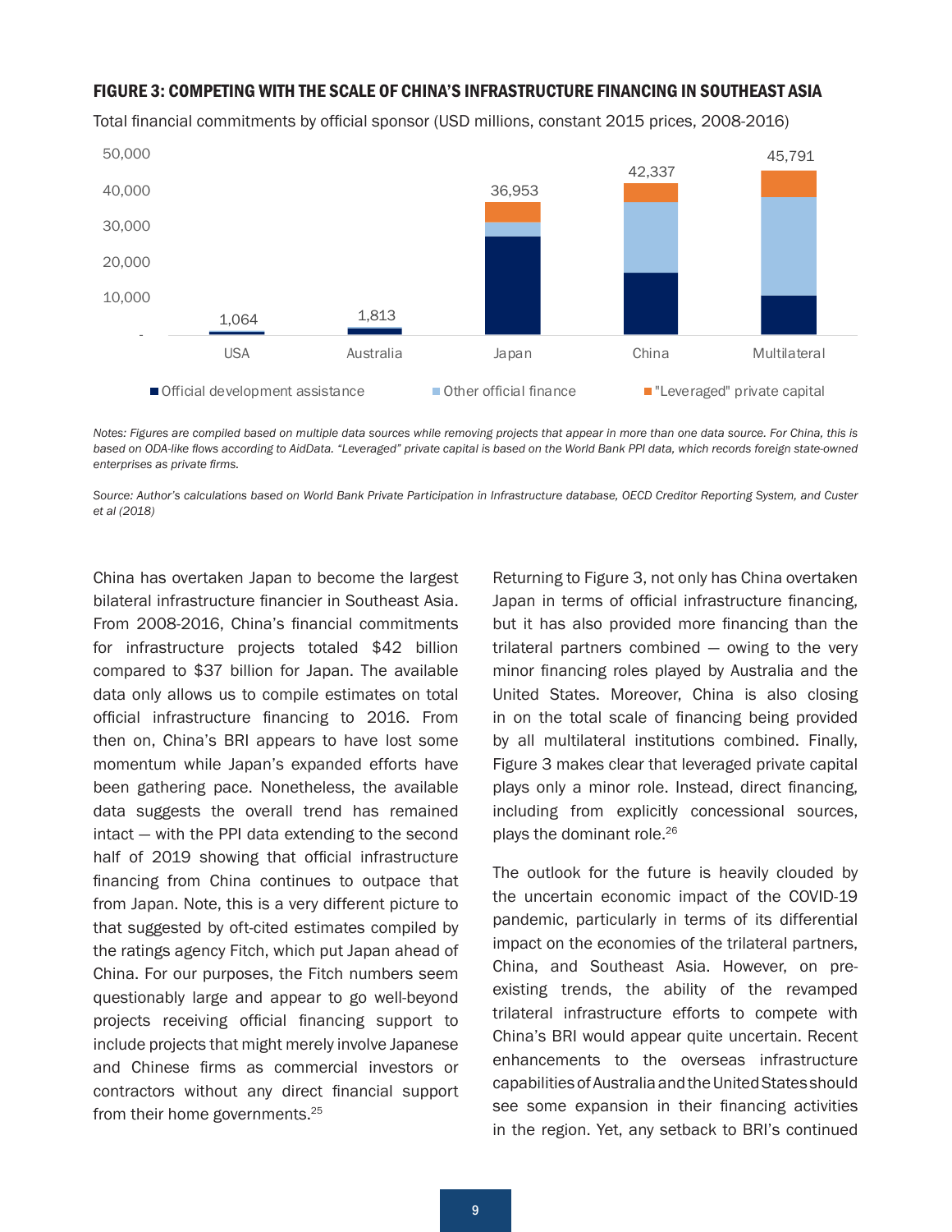### FIGURE 3: COMPETING WITH THE SCALE OF CHINA'S INFRASTRUCTURE FINANCING IN SOUTHEAST ASIA

Total financial commitments by official sponsor (USD millions, constant 2015 prices, 2008-2016)

| Sponsor | Total |
|---|---|
| USA | 1,064 |
| Australia | 1,813 |
| Japan | 36,953 |
| China | 42,337 |
| Multilateral | 45,791 |

Official development assistance | Other official finance | "Leveraged" private capital

*Notes: Figures are compiled based on multiple data sources while removing projects that appear in more than one data source. For China, this is based on ODA-like flows according to AidData. "Leveraged" private capital is based on the World Bank PPI data, which records foreign state-owned enterprises as private firms.*

*Source: Author's calculations based on World Bank Private Participation in Infrastructure database, OECD Creditor Reporting System, and Custer et al (2018)*

China has overtaken Japan to become the largest bilateral infrastructure financier in Southeast Asia. From 2008-2016, China's financial commitments for infrastructure projects totaled $42 billion compared to $37 billion for Japan. The available data only allows us to compile estimates on total official infrastructure financing to 2016. From then on, China's BRI appears to have lost some momentum while Japan's expanded efforts have been gathering pace. Nonetheless, the available data suggests the overall trend has remained intact — with the PPI data extending to the second half of 2019 showing that official infrastructure financing from China continues to outpace that from Japan. Note, this is a very different picture to that suggested by oft-cited estimates compiled by the ratings agency Fitch, which put Japan ahead of China. For our purposes, the Fitch numbers seem questionably large and appear to go well-beyond projects receiving official financing support to include projects that might merely involve Japanese and Chinese firms as commercial investors or contractors without any direct financial support from their home governments.[25]

Returning to Figure 3, not only has China overtaken Japan in terms of official infrastructure financing, but it has also provided more financing than the trilateral partners combined — owing to the very minor financing roles played by Australia and the United States. Moreover, China is also closing in on the total scale of financing being provided by all multilateral institutions combined. Finally, Figure 3 makes clear that leveraged private capital plays only a minor role. Instead, direct financing, including from explicitly concessional sources, plays the dominant role.[26]

The outlook for the future is heavily clouded by the uncertain economic impact of the COVID-19 pandemic, particularly in terms of its differential impact on the economies of the trilateral partners, China, and Southeast Asia. However, on pre-existing trends, the ability of the revamped trilateral infrastructure efforts to compete with China's BRI would appear quite uncertain. Recent enhancements to the overseas infrastructure capabilities of Australia and the United States should see some expansion in their financing activities in the region. Yet, any setback to BRI's continued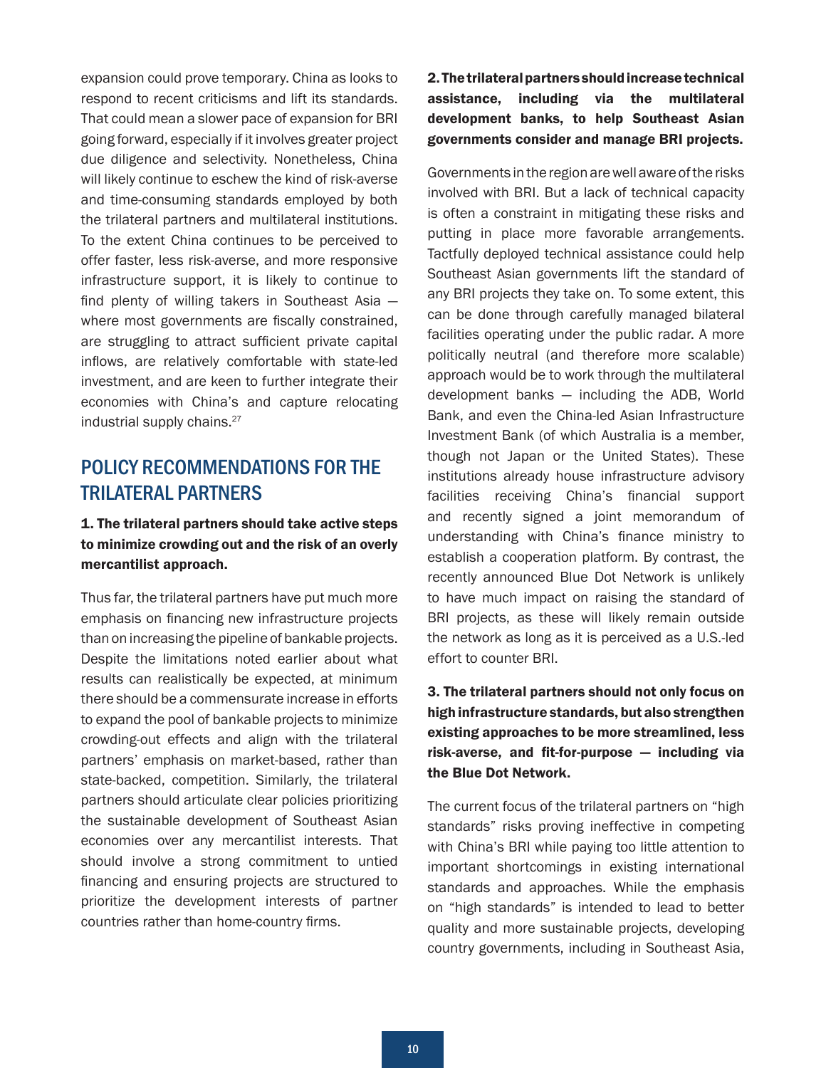expansion could prove temporary. China as looks to respond to recent criticisms and lift its standards. That could mean a slower pace of expansion for BRI going forward, especially if it involves greater project due diligence and selectivity. Nonetheless, China will likely continue to eschew the kind of risk-averse and time-consuming standards employed by both the trilateral partners and multilateral institutions. To the extent China continues to be perceived to offer faster, less risk-averse, and more responsive infrastructure support, it is likely to continue to find plenty of willing takers in Southeast Asia — where most governments are fiscally constrained, are struggling to attract sufficient private capital inflows, are relatively comfortable with state-led investment, and are keen to further integrate their economies with China's and capture relocating industrial supply chains.[27]

## POLICY RECOMMENDATIONS FOR THE TRILATERAL PARTNERS

**1. The trilateral partners should take active steps to minimize crowding out and the risk of an overly mercantilist approach.**

Thus far, the trilateral partners have put much more emphasis on financing new infrastructure projects than on increasing the pipeline of bankable projects. Despite the limitations noted earlier about what results can realistically be expected, at minimum there should be a commensurate increase in efforts to expand the pool of bankable projects to minimize crowding-out effects and align with the trilateral partners' emphasis on market-based, rather than state-backed, competition. Similarly, the trilateral partners should articulate clear policies prioritizing the sustainable development of Southeast Asian economies over any mercantilist interests. That should involve a strong commitment to untied financing and ensuring projects are structured to prioritize the development interests of partner countries rather than home-country firms.

**2. The trilateral partners should increase technical assistance, including via the multilateral development banks, to help Southeast Asian governments consider and manage BRI projects.**

Governments in the region are well aware of the risks involved with BRI. But a lack of technical capacity is often a constraint in mitigating these risks and putting in place more favorable arrangements. Tactfully deployed technical assistance could help Southeast Asian governments lift the standard of any BRI projects they take on. To some extent, this can be done through carefully managed bilateral facilities operating under the public radar. A more politically neutral (and therefore more scalable) approach would be to work through the multilateral development banks — including the ADB, World Bank, and even the China-led Asian Infrastructure Investment Bank (of which Australia is a member, though not Japan or the United States). These institutions already house infrastructure advisory facilities receiving China's financial support and recently signed a joint memorandum of understanding with China's finance ministry to establish a cooperation platform. By contrast, the recently announced Blue Dot Network is unlikely to have much impact on raising the standard of BRI projects, as these will likely remain outside the network as long as it is perceived as a U.S.-led effort to counter BRI.

**3. The trilateral partners should not only focus on high infrastructure standards, but also strengthen existing approaches to be more streamlined, less risk-averse, and fit-for-purpose — including via the Blue Dot Network.**

The current focus of the trilateral partners on "high standards" risks proving ineffective in competing with China's BRI while paying too little attention to important shortcomings in existing international standards and approaches. While the emphasis on "high standards" is intended to lead to better quality and more sustainable projects, developing country governments, including in Southeast Asia,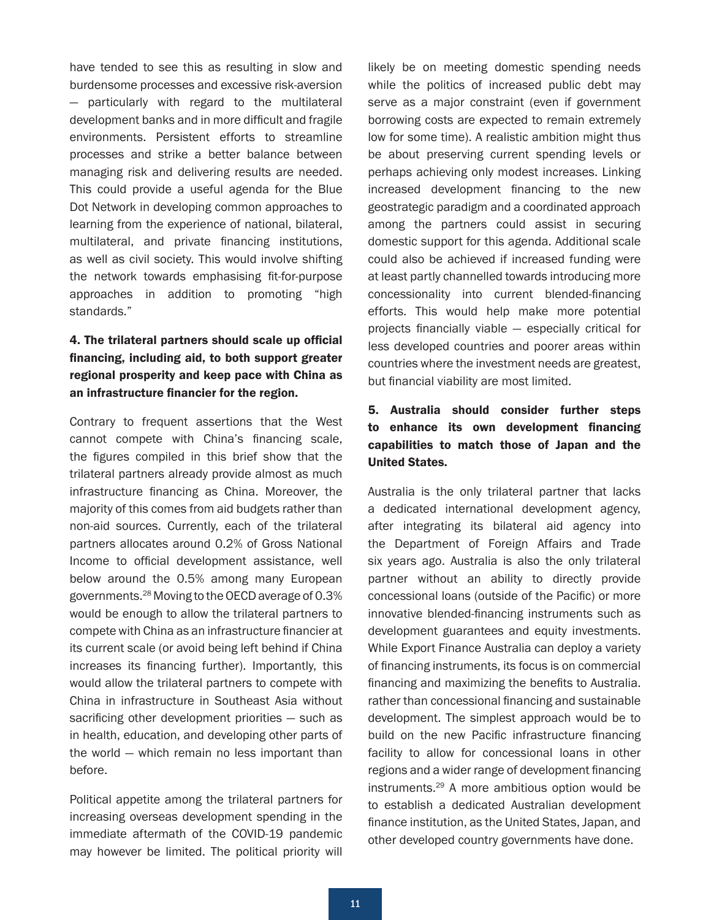have tended to see this as resulting in slow and burdensome processes and excessive risk-aversion — particularly with regard to the multilateral development banks and in more difficult and fragile environments. Persistent efforts to streamline processes and strike a better balance between managing risk and delivering results are needed. This could provide a useful agenda for the Blue Dot Network in developing common approaches to learning from the experience of national, bilateral, multilateral, and private financing institutions, as well as civil society. This would involve shifting the network towards emphasising fit-for-purpose approaches in addition to promoting "high standards."

**4. The trilateral partners should scale up official financing, including aid, to both support greater regional prosperity and keep pace with China as an infrastructure financier for the region.**

Contrary to frequent assertions that the West cannot compete with China's financing scale, the figures compiled in this brief show that the trilateral partners already provide almost as much infrastructure financing as China. Moreover, the majority of this comes from aid budgets rather than non-aid sources. Currently, each of the trilateral partners allocates around 0.2% of Gross National Income to official development assistance, well below around the 0.5% among many European governments.[28] Moving to the OECD average of 0.3% would be enough to allow the trilateral partners to compete with China as an infrastructure financier at its current scale (or avoid being left behind if China increases its financing further). Importantly, this would allow the trilateral partners to compete with China in infrastructure in Southeast Asia without sacrificing other development priorities — such as in health, education, and developing other parts of the world — which remain no less important than before.

Political appetite among the trilateral partners for increasing overseas development spending in the immediate aftermath of the COVID-19 pandemic may however be limited. The political priority will likely be on meeting domestic spending needs while the politics of increased public debt may serve as a major constraint (even if government borrowing costs are expected to remain extremely low for some time). A realistic ambition might thus be about preserving current spending levels or perhaps achieving only modest increases. Linking increased development financing to the new geostrategic paradigm and a coordinated approach among the partners could assist in securing domestic support for this agenda. Additional scale could also be achieved if increased funding were at least partly channelled towards introducing more concessionality into current blended-financing efforts. This would help make more potential projects financially viable — especially critical for less developed countries and poorer areas within countries where the investment needs are greatest, but financial viability are most limited.

**5. Australia should consider further steps to enhance its own development financing capabilities to match those of Japan and the United States.**

Australia is the only trilateral partner that lacks a dedicated international development agency, after integrating its bilateral aid agency into the Department of Foreign Affairs and Trade six years ago. Australia is also the only trilateral partner without an ability to directly provide concessional loans (outside of the Pacific) or more innovative blended-financing instruments such as development guarantees and equity investments. While Export Finance Australia can deploy a variety of financing instruments, its focus is on commercial financing and maximizing the benefits to Australia. rather than concessional financing and sustainable development. The simplest approach would be to build on the new Pacific infrastructure financing facility to allow for concessional loans in other regions and a wider range of development financing instruments.[29] A more ambitious option would be to establish a dedicated Australian development finance institution, as the United States, Japan, and other developed country governments have done.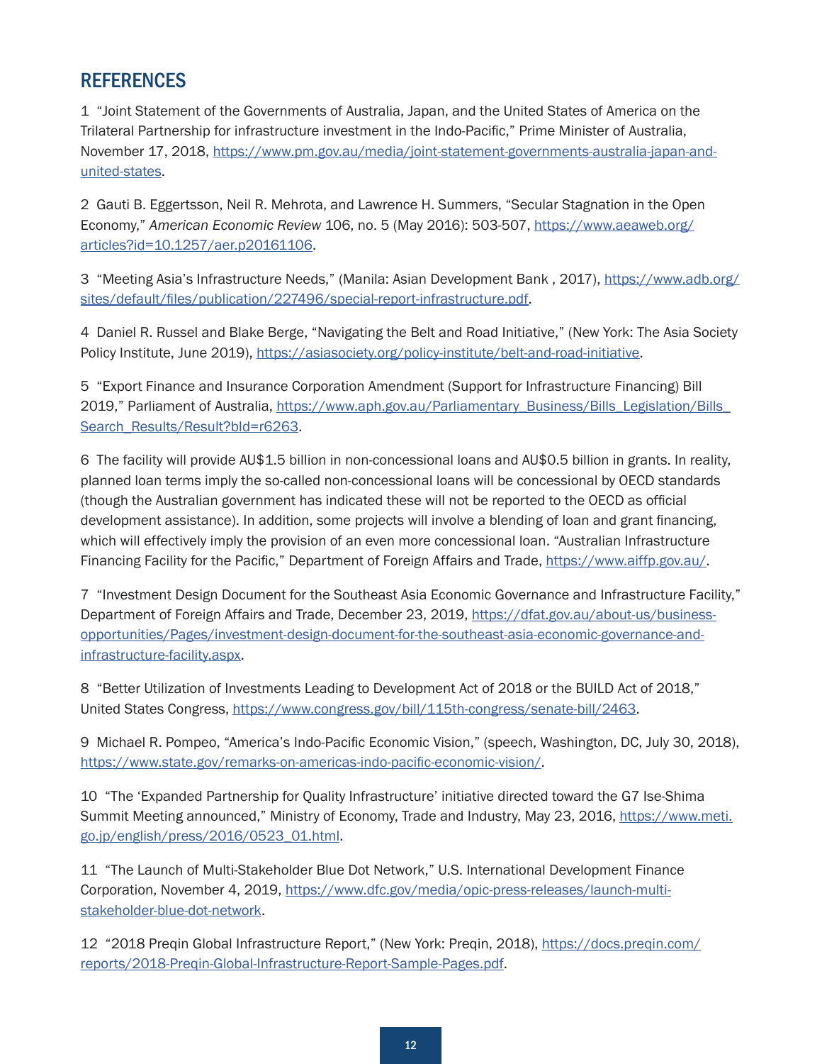## REFERENCES

1 "Joint Statement of the Governments of Australia, Japan, and the United States of America on the Trilateral Partnership for infrastructure investment in the Indo-Pacific," Prime Minister of Australia, November 17, 2018, https://www.pm.gov.au/media/joint-statement-governments-australia-japan-and-united-states.

2 Gauti B. Eggertsson, Neil R. Mehrota, and Lawrence H. Summers, "Secular Stagnation in the Open Economy," *American Economic Review* 106, no. 5 (May 2016): 503-507, https://www.aeaweb.org/articles?id=10.1257/aer.p20161106.

3 "Meeting Asia's Infrastructure Needs," (Manila: Asian Development Bank , 2017), https://www.adb.org/sites/default/files/publication/227496/special-report-infrastructure.pdf.

4 Daniel R. Russel and Blake Berge, "Navigating the Belt and Road Initiative," (New York: The Asia Society Policy Institute, June 2019), https://asiasociety.org/policy-institute/belt-and-road-initiative.

5 "Export Finance and Insurance Corporation Amendment (Support for Infrastructure Financing) Bill 2019," Parliament of Australia, https://www.aph.gov.au/Parliamentary_Business/Bills_Legislation/Bills_Search_Results/Result?bId=r6263.

6 The facility will provide AU$1.5 billion in non-concessional loans and AU$0.5 billion in grants. In reality, planned loan terms imply the so-called non-concessional loans will be concessional by OECD standards (though the Australian government has indicated these will not be reported to the OECD as official development assistance). In addition, some projects will involve a blending of loan and grant financing, which will effectively imply the provision of an even more concessional loan. "Australian Infrastructure Financing Facility for the Pacific," Department of Foreign Affairs and Trade, https://www.aiffp.gov.au/.

7 "Investment Design Document for the Southeast Asia Economic Governance and Infrastructure Facility," Department of Foreign Affairs and Trade, December 23, 2019, https://dfat.gov.au/about-us/business-opportunities/Pages/investment-design-document-for-the-southeast-asia-economic-governance-and-infrastructure-facility.aspx.

8 "Better Utilization of Investments Leading to Development Act of 2018 or the BUILD Act of 2018," United States Congress, https://www.congress.gov/bill/115th-congress/senate-bill/2463.

9 Michael R. Pompeo, "America's Indo-Pacific Economic Vision," (speech, Washington, DC, July 30, 2018), https://www.state.gov/remarks-on-americas-indo-pacific-economic-vision/.

10 "The 'Expanded Partnership for Quality Infrastructure' initiative directed toward the G7 Ise-Shima Summit Meeting announced," Ministry of Economy, Trade and Industry, May 23, 2016, https://www.meti.go.jp/english/press/2016/0523_01.html.

11 "The Launch of Multi-Stakeholder Blue Dot Network," U.S. International Development Finance Corporation, November 4, 2019, https://www.dfc.gov/media/opic-press-releases/launch-multi-stakeholder-blue-dot-network.

12 "2018 Preqin Global Infrastructure Report," (New York: Preqin, 2018), https://docs.preqin.com/reports/2018-Preqin-Global-Infrastructure-Report-Sample-Pages.pdf.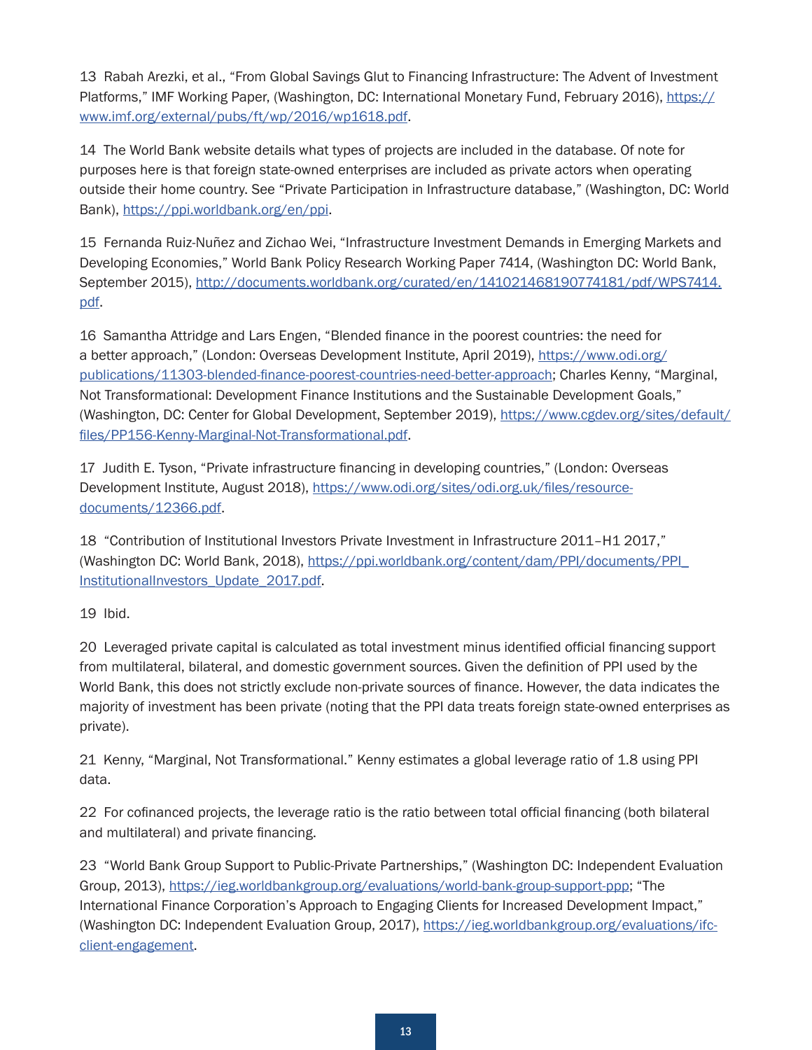13 Rabah Arezki, et al., "From Global Savings Glut to Financing Infrastructure: The Advent of Investment Platforms," IMF Working Paper, (Washington, DC: International Monetary Fund, February 2016), https://www.imf.org/external/pubs/ft/wp/2016/wp1618.pdf.

14 The World Bank website details what types of projects are included in the database. Of note for purposes here is that foreign state-owned enterprises are included as private actors when operating outside their home country. See "Private Participation in Infrastructure database," (Washington, DC: World Bank), https://ppi.worldbank.org/en/ppi.

15 Fernanda Ruiz-Nuñez and Zichao Wei, "Infrastructure Investment Demands in Emerging Markets and Developing Economies," World Bank Policy Research Working Paper 7414, (Washington DC: World Bank, September 2015), http://documents.worldbank.org/curated/en/141021468190774181/pdf/WPS7414.pdf.

16 Samantha Attridge and Lars Engen, "Blended finance in the poorest countries: the need for a better approach," (London: Overseas Development Institute, April 2019), https://www.odi.org/publications/11303-blended-finance-poorest-countries-need-better-approach; Charles Kenny, "Marginal, Not Transformational: Development Finance Institutions and the Sustainable Development Goals," (Washington, DC: Center for Global Development, September 2019), https://www.cgdev.org/sites/default/files/PP156-Kenny-Marginal-Not-Transformational.pdf.

17 Judith E. Tyson, "Private infrastructure financing in developing countries," (London: Overseas Development Institute, August 2018), https://www.odi.org/sites/odi.org.uk/files/resource-documents/12366.pdf.

18 "Contribution of Institutional Investors Private Investment in Infrastructure 2011–H1 2017," (Washington DC: World Bank, 2018), https://ppi.worldbank.org/content/dam/PPI/documents/PPI_InstitutionalInvestors_Update_2017.pdf.

19 Ibid.

20 Leveraged private capital is calculated as total investment minus identified official financing support from multilateral, bilateral, and domestic government sources. Given the definition of PPI used by the World Bank, this does not strictly exclude non-private sources of finance. However, the data indicates the majority of investment has been private (noting that the PPI data treats foreign state-owned enterprises as private).

21 Kenny, "Marginal, Not Transformational." Kenny estimates a global leverage ratio of 1.8 using PPI data.

22 For cofinanced projects, the leverage ratio is the ratio between total official financing (both bilateral and multilateral) and private financing.

23 "World Bank Group Support to Public-Private Partnerships," (Washington DC: Independent Evaluation Group, 2013), https://ieg.worldbankgroup.org/evaluations/world-bank-group-support-ppp; "The International Finance Corporation's Approach to Engaging Clients for Increased Development Impact," (Washington DC: Independent Evaluation Group, 2017), https://ieg.worldbankgroup.org/evaluations/ifc-client-engagement.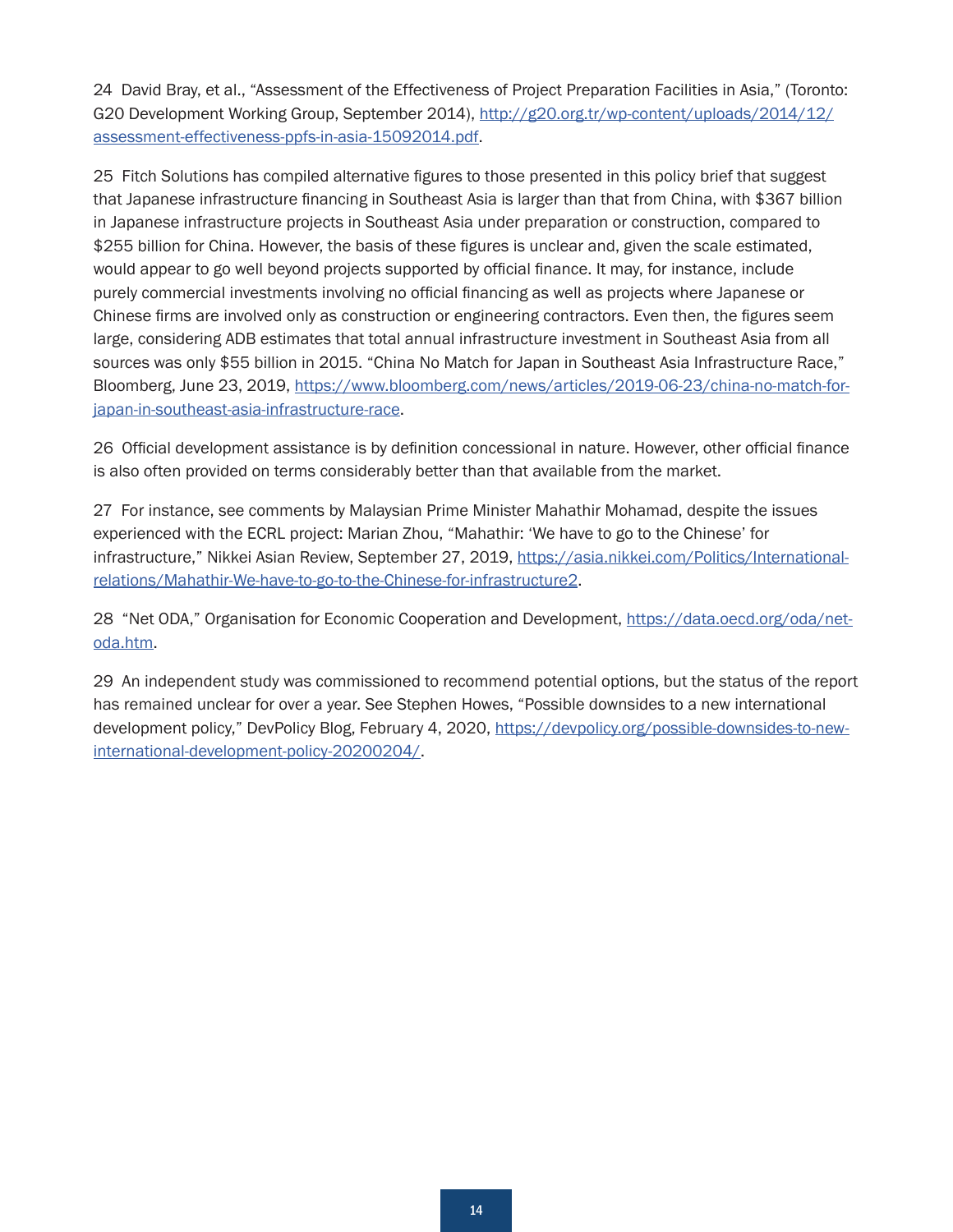24 David Bray, et al., "Assessment of the Effectiveness of Project Preparation Facilities in Asia," (Toronto: G20 Development Working Group, September 2014), http://g20.org.tr/wp-content/uploads/2014/12/assessment-effectiveness-ppfs-in-asia-15092014.pdf.

25 Fitch Solutions has compiled alternative figures to those presented in this policy brief that suggest that Japanese infrastructure financing in Southeast Asia is larger than that from China, with $367 billion in Japanese infrastructure projects in Southeast Asia under preparation or construction, compared to $255 billion for China. However, the basis of these figures is unclear and, given the scale estimated, would appear to go well beyond projects supported by official finance. It may, for instance, include purely commercial investments involving no official financing as well as projects where Japanese or Chinese firms are involved only as construction or engineering contractors. Even then, the figures seem large, considering ADB estimates that total annual infrastructure investment in Southeast Asia from all sources was only $55 billion in 2015. "China No Match for Japan in Southeast Asia Infrastructure Race," Bloomberg, June 23, 2019, https://www.bloomberg.com/news/articles/2019-06-23/china-no-match-for-japan-in-southeast-asia-infrastructure-race.

26 Official development assistance is by definition concessional in nature. However, other official finance is also often provided on terms considerably better than that available from the market.

27 For instance, see comments by Malaysian Prime Minister Mahathir Mohamad, despite the issues experienced with the ECRL project: Marian Zhou, "Mahathir: 'We have to go to the Chinese' for infrastructure," Nikkei Asian Review, September 27, 2019, https://asia.nikkei.com/Politics/International-relations/Mahathir-We-have-to-go-to-the-Chinese-for-infrastructure2.

28 "Net ODA," Organisation for Economic Cooperation and Development, https://data.oecd.org/oda/net-oda.htm.

29 An independent study was commissioned to recommend potential options, but the status of the report has remained unclear for over a year. See Stephen Howes, "Possible downsides to a new international development policy," DevPolicy Blog, February 4, 2020, https://devpolicy.org/possible-downsides-to-new-international-development-policy-20200204/.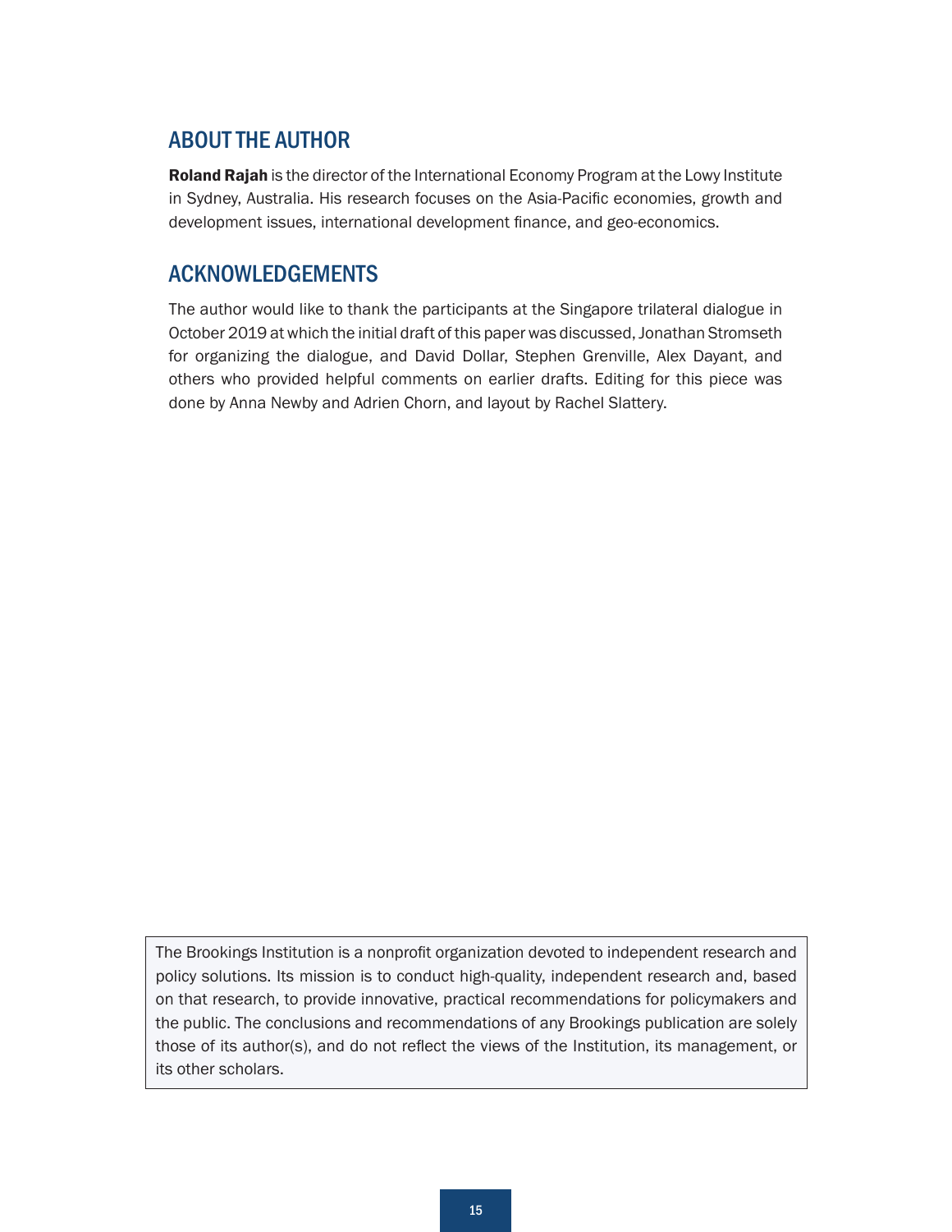## ABOUT THE AUTHOR

**Roland Rajah** is the director of the International Economy Program at the Lowy Institute in Sydney, Australia. His research focuses on the Asia-Pacific economies, growth and development issues, international development finance, and geo-economics.

## ACKNOWLEDGEMENTS

The author would like to thank the participants at the Singapore trilateral dialogue in October 2019 at which the initial draft of this paper was discussed, Jonathan Stromseth for organizing the dialogue, and David Dollar, Stephen Grenville, Alex Dayant, and others who provided helpful comments on earlier drafts. Editing for this piece was done by Anna Newby and Adrien Chorn, and layout by Rachel Slattery.

The Brookings Institution is a nonprofit organization devoted to independent research and policy solutions. Its mission is to conduct high-quality, independent research and, based on that research, to provide innovative, practical recommendations for policymakers and the public. The conclusions and recommendations of any Brookings publication are solely those of its author(s), and do not reflect the views of the Institution, its management, or its other scholars.